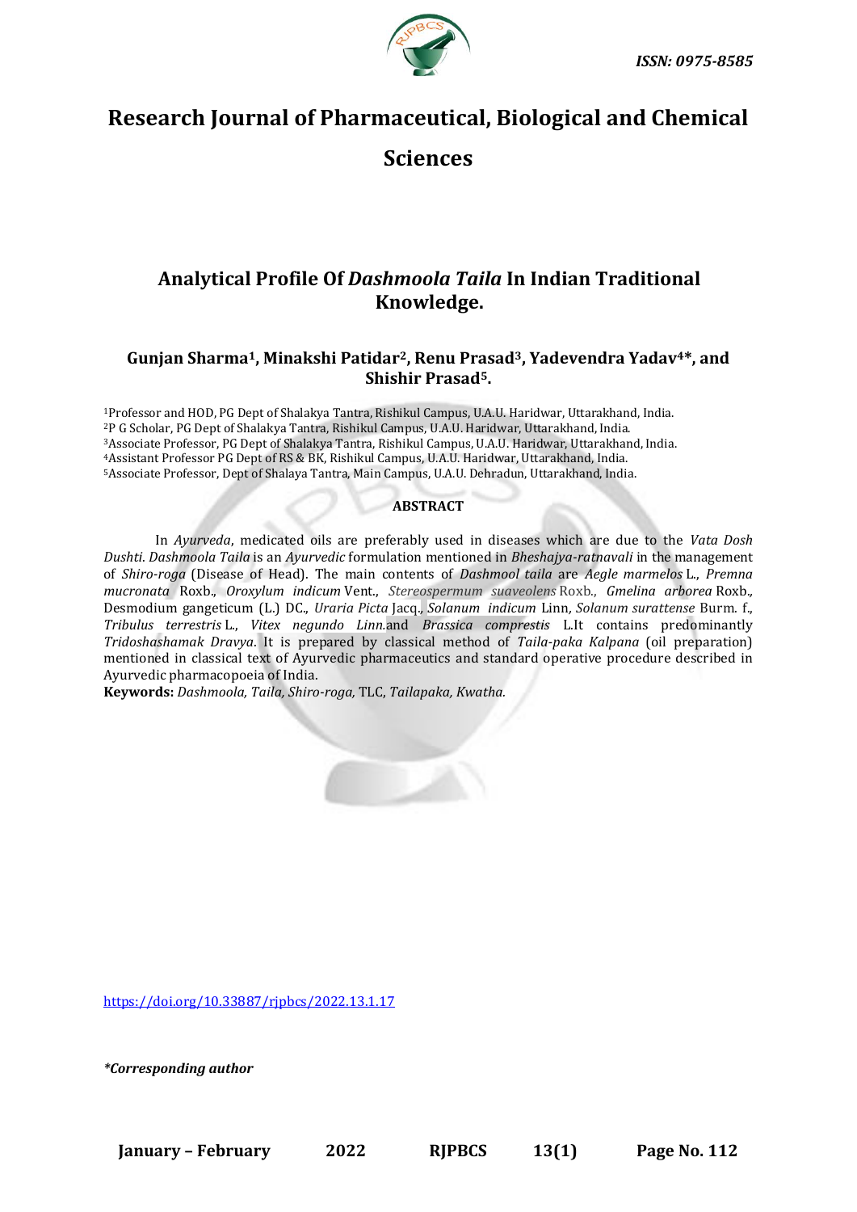ISSN: 0975-8585

# Research Journal of Pharmaceutical, Biological and Chemical Sciences

## Analytical Profile Of *Dashmoola Taila* In Indian Traditional Knowledge.

**Gunjan Sharma[1], Minakshi Patidar[2], Renu Prasad[3], Yadevendra Yadav[4]*, and Shishir Prasad[5].**

[1]Professor and HOD, PG Dept of Shalakya Tantra, Rishikul Campus, U.A.U. Haridwar, Uttarakhand, India.
[2]P G Scholar, PG Dept of Shalakya Tantra, Rishikul Campus, U.A.U. Haridwar, Uttarakhand, India.
[3]Associate Professor, PG Dept of Shalakya Tantra, Rishikul Campus, U.A.U. Haridwar, Uttarakhand, India.
[4]Assistant Professor PG Dept of RS & BK, Rishikul Campus, U.A.U. Haridwar, Uttarakhand, India.
[5]Associate Professor, Dept of Shalaya Tantra, Main Campus, U.A.U. Dehradun, Uttarakhand, India.

**ABSTRACT**

In *Ayurveda*, medicated oils are preferably used in diseases which are due to the *Vata Dosh Dushti*. *Dashmoola Taila* is an *Ayurvedic* formulation mentioned in *Bheshajya-ratnavali* in the management of *Shiro-roga* (Disease of Head). The main contents of *Dashmool taila* are *Aegle marmelos* L., *Premna mucronata* Roxb., *Oroxylum indicum* Vent., *Stereospermum suaveolens* Roxb., *Gmelina arborea* Roxb., Desmodium gangeticum (L.) DC., *Uraria Picta* Jacq., *Solanum indicum* Linn, *Solanum surattense* Burm. f., *Tribulus terrestris* L., *Vitex negundo Linn.*and *Brassica comprestis* L.It contains predominantly *Tridoshashamak Dravya*. It is prepared by classical method of *Taila-paka Kalpana* (oil preparation) mentioned in classical text of Ayurvedic pharmaceutics and standard operative procedure described in Ayurvedic pharmacopoeia of India.

**Keywords:** *Dashmoola, Taila, Shiro-roga,* TLC, *Tailapaka, Kwatha.*

https://doi.org/10.33887/rjpbcs/2022.13.1.17

**\*Corresponding author**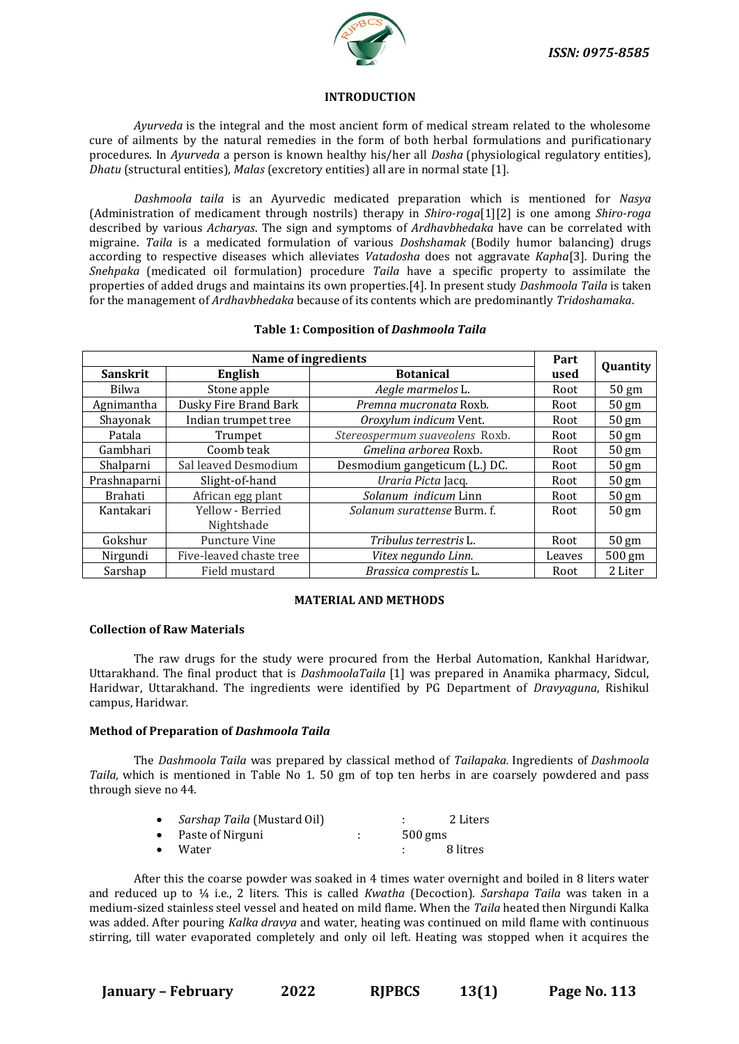## INTRODUCTION

*Ayurveda* is the integral and the most ancient form of medical stream related to the wholesome cure of ailments by the natural remedies in the form of both herbal formulations and purificationary procedures. In *Ayurveda* a person is known healthy his/her all *Dosha* (physiological regulatory entities), *Dhatu* (structural entities), *Malas* (excretory entities) all are in normal state [1].

*Dashmoola taila* is an Ayurvedic medicated preparation which is mentioned for *Nasya* (Administration of medicament through nostrils) therapy in *Shiro-roga*[1][2] is one among *Shiro-roga* described by various *Acharyas*. The sign and symptoms of *Ardhavbhedaka* have can be correlated with migraine. *Taila* is a medicated formulation of various *Doshshamak* (Bodily humor balancing) drugs according to respective diseases which alleviates *Vatadosha* does not aggravate *Kapha*[3]. During the *Snehpaka* (medicated oil formulation) procedure *Taila* have a specific property to assimilate the properties of added drugs and maintains its own properties.[4]. In present study *Dashmoola Taila* is taken for the management of *Ardhavbhedaka* because of its contents which are predominantly *Tridoshamaka*.

**Table 1: Composition of *Dashmoola Taila***

| Name of ingredients | | | Part used | Quantity |
|---|---|---|---|---|
| **Sanskrit** | **English** | **Botanical** | | |
| Bilwa | Stone apple | *Aegle marmelos* L. | Root | 50 gm |
| Agnimantha | Dusky Fire Brand Bark | *Premna mucronata* Roxb. | Root | 50 gm |
| Shayonak | Indian trumpet tree | *Oroxylum indicum* Vent. | Root | 50 gm |
| Patala | Trumpet | *Stereospermum suaveolens* Roxb. | Root | 50 gm |
| Gambhari | Coomb teak | *Gmelina arborea* Roxb. | Root | 50 gm |
| Shalparni | Sal leaved Desmodium | Desmodium gangeticum (L.) DC. | Root | 50 gm |
| Prashnaparni | Slight-of-hand | *Uraria Picta* Jacq. | Root | 50 gm |
| Brahati | African egg plant | *Solanum indicum* Linn | Root | 50 gm |
| Kantakari | Yellow - Berried Nightshade | *Solanum surattense* Burm. f. | Root | 50 gm |
| Gokshur | Puncture Vine | *Tribulus terrestris* L. | Root | 50 gm |
| Nirgundi | Five-leaved chaste tree | *Vitex negundo Linn.* | Leaves | 500 gm |
| Sarshap | Field mustard | *Brassica comprestis* L. | Root | 2 Liter |

## MATERIAL AND METHODS

### Collection of Raw Materials

The raw drugs for the study were procured from the Herbal Automation, Kankhal Haridwar, Uttarakhand. The final product that is *DashmoolaTaila* [1] was prepared in Anamika pharmacy, Sidcul, Haridwar, Uttarakhand. The ingredients were identified by PG Department of *Dravyaguna*, Rishikul campus, Haridwar.

### Method of Preparation of *Dashmoola Taila*

The *Dashmoola Taila* was prepared by classical method of *Tailapaka*. Ingredients of *Dashmoola Taila*, which is mentioned in Table No 1. 50 gm of top ten herbs in are coarsely powdered and pass through sieve no 44.

- *Sarshap Taila* (Mustard Oil) : 2 Liters
- Paste of Nirguni : 500 gms
- Water : 8 litres

After this the coarse powder was soaked in 4 times water overnight and boiled in 8 liters water and reduced up to ¼ i.e., 2 liters. This is called *Kwatha* (Decoction). *Sarshapa Taila* was taken in a medium-sized stainless steel vessel and heated on mild flame. When the *Taila* heated then Nirgundi Kalka was added. After pouring *Kalka dravya* and water, heating was continued on mild flame with continuous stirring, till water evaporated completely and only oil left. Heating was stopped when it acquires the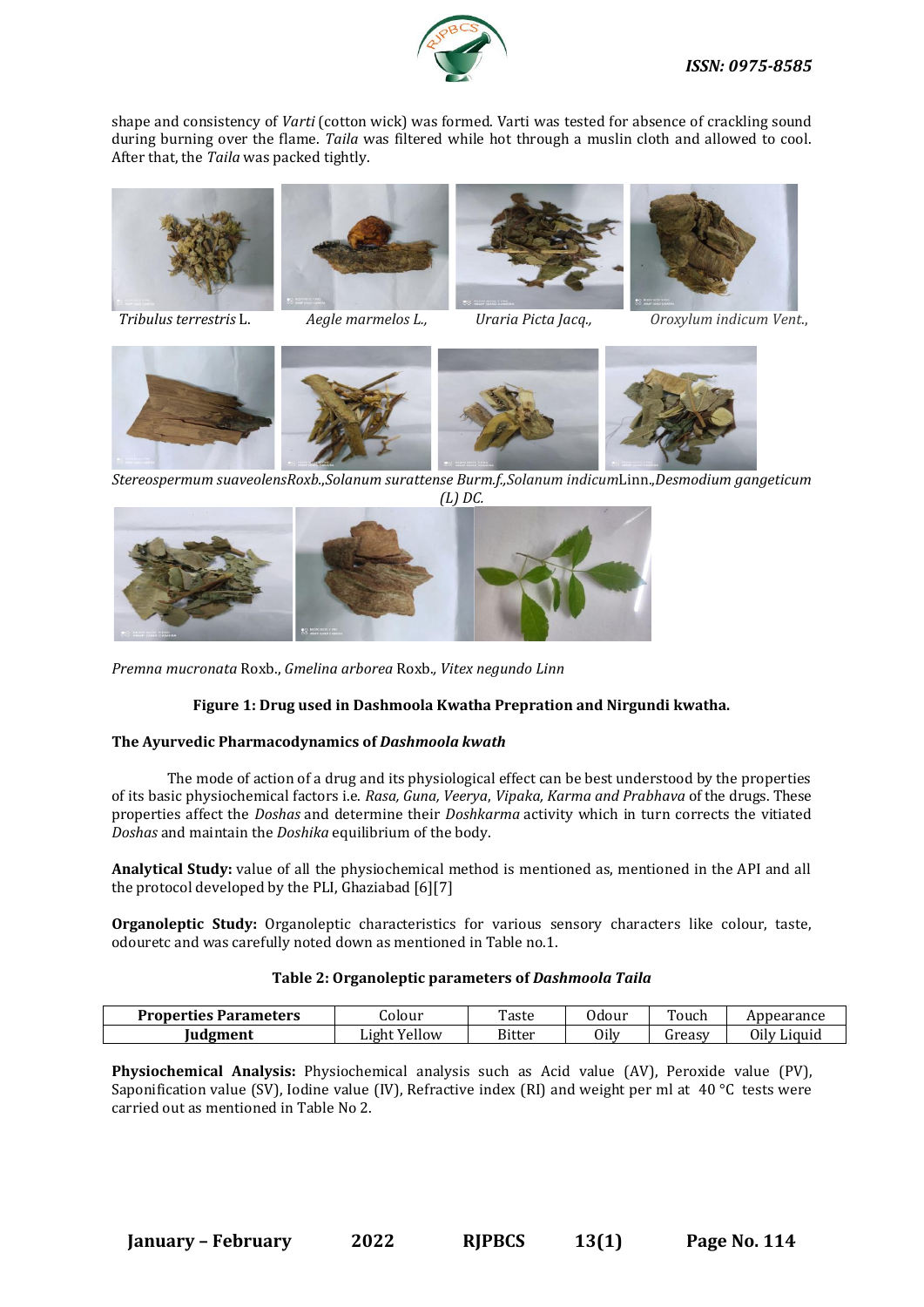shape and consistency of *Varti* (cotton wick) was formed. Varti was tested for absence of crackling sound during burning over the flame. *Taila* was filtered while hot through a muslin cloth and allowed to cool. After that, the *Taila* was packed tightly.

*Tribulus terrestris* L. *Aegle marmelos L.,* *Uraria Picta Jacq.,* *Oroxylum indicum Vent.,*

*Stereospermum suaveolens*Roxb.,*Solanum surattense Burm.f.,Solanum indicum*Linn.,*Desmodium gangeticum (L) DC.*

*Premna mucronata* Roxb., *Gmelina arborea* Roxb.*, Vitex negundo Linn*

**Figure 1: Drug used in Dashmoola Kwatha Prepration and Nirgundi kwatha.**

**The Ayurvedic Pharmacodynamics of *Dashmoola kwath***

The mode of action of a drug and its physiological effect can be best understood by the properties of its basic physiochemical factors i.e. *Rasa, Guna, Veerya*, *Vipaka, Karma and Prabhava* of the drugs. These properties affect the *Doshas* and determine their *Doshkarma* activity which in turn corrects the vitiated *Doshas* and maintain the *Doshika* equilibrium of the body.

**Analytical Study:** value of all the physiochemical method is mentioned as, mentioned in the API and all the protocol developed by the PLI, Ghaziabad [6][7]

**Organoleptic Study:** Organoleptic characteristics for various sensory characters like colour, taste, odouretc and was carefully noted down as mentioned in Table no.1.

**Table 2: Organoleptic parameters of *Dashmoola Taila***

| **Properties Parameters** | Colour | Taste | Odour | Touch | Appearance |
|---|---|---|---|---|---|
| **Judgment** | Light Yellow | Bitter | Oily | Greasy | Oily Liquid |

**Physiochemical Analysis:** Physiochemical analysis such as Acid value (AV), Peroxide value (PV), Saponification value (SV), Iodine value (IV), Refractive index (RI) and weight per ml at 40 °C tests were carried out as mentioned in Table No 2.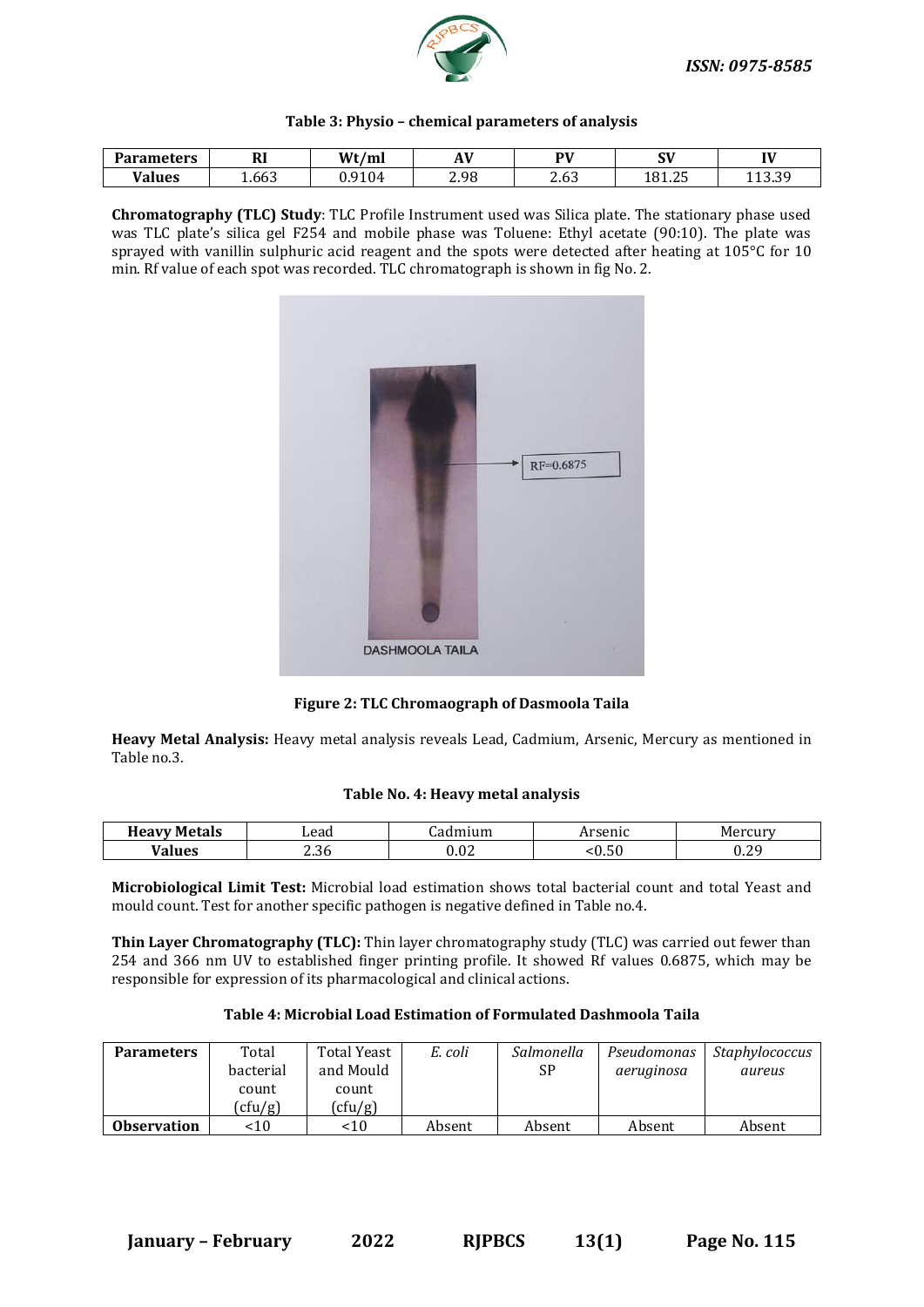**Table 3: Physio – chemical parameters of analysis**

| Parameters | RI | Wt/ml | AV | PV | SV | IV |
|---|---|---|---|---|---|---|
| Values | 1.663 | 0.9104 | 2.98 | 2.63 | 181.25 | 113.39 |

**Chromatography (TLC) Study**: TLC Profile Instrument used was Silica plate. The stationary phase used was TLC plate's silica gel F254 and mobile phase was Toluene: Ethyl acetate (90:10). The plate was sprayed with vanillin sulphuric acid reagent and the spots were detected after heating at 105°C for 10 min. Rf value of each spot was recorded. TLC chromatograph is shown in fig No. 2.

**Figure 2: TLC Chromaograph of Dasmoola Taila**

**Heavy Metal Analysis:** Heavy metal analysis reveals Lead, Cadmium, Arsenic, Mercury as mentioned in Table no.3.

**Table No. 4: Heavy metal analysis**

| Heavy Metals | Lead | Cadmium | Arsenic | Mercury |
|---|---|---|---|---|
| Values | 2.36 | 0.02 | <0.50 | 0.29 |

**Microbiological Limit Test:** Microbial load estimation shows total bacterial count and total Yeast and mould count. Test for another specific pathogen is negative defined in Table no.4.

**Thin Layer Chromatography (TLC):** Thin layer chromatography study (TLC) was carried out fewer than 254 and 366 nm UV to established finger printing profile. It showed Rf values 0.6875, which may be responsible for expression of its pharmacological and clinical actions.

**Table 4: Microbial Load Estimation of Formulated Dashmoola Taila**

| Parameters | Total bacterial count (cfu/g) | Total Yeast and Mould count (cfu/g) | *E. coli* | *Salmonella* SP | *Pseudomonas aeruginosa* | *Staphylococcus aureus* |
|---|---|---|---|---|---|---|
| **Observation** | <10 | <10 | Absent | Absent | Absent | Absent |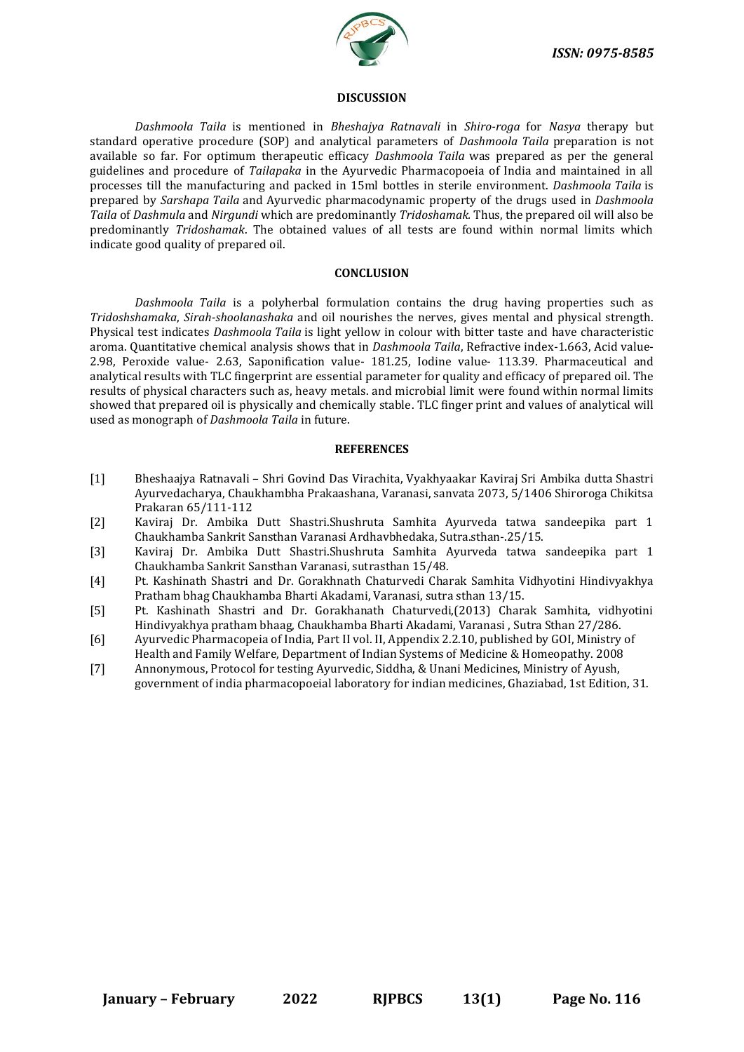## DISCUSSION

*Dashmoola Taila* is mentioned in *Bheshajya Ratnavali* in *Shiro-roga* for *Nasya* therapy but standard operative procedure (SOP) and analytical parameters of *Dashmoola Taila* preparation is not available so far. For optimum therapeutic efficacy *Dashmoola Taila* was prepared as per the general guidelines and procedure of *Tailapaka* in the Ayurvedic Pharmacopoeia of India and maintained in all processes till the manufacturing and packed in 15ml bottles in sterile environment. *Dashmoola Taila* is prepared by *Sarshapa Taila* and Ayurvedic pharmacodynamic property of the drugs used in *Dashmoola Taila* of *Dashmula* and *Nirgundi* which are predominantly *Tridoshamak.* Thus, the prepared oil will also be predominantly *Tridoshamak*. The obtained values of all tests are found within normal limits which indicate good quality of prepared oil.

## CONCLUSION

*Dashmoola Taila* is a polyherbal formulation contains the drug having properties such as *Tridoshshamaka*, *Sirah-shoolanashaka* and oil nourishes the nerves, gives mental and physical strength. Physical test indicates *Dashmoola Taila* is light yellow in colour with bitter taste and have characteristic aroma. Quantitative chemical analysis shows that in *Dashmoola Taila*, Refractive index-1.663, Acid value-2.98, Peroxide value- 2.63, Saponification value- 181.25, Iodine value- 113.39. Pharmaceutical and analytical results with TLC fingerprint are essential parameter for quality and efficacy of prepared oil. The results of physical characters such as, heavy metals. and microbial limit were found within normal limits showed that prepared oil is physically and chemically stable. TLC finger print and values of analytical will used as monograph of *Dashmoola Taila* in future.

## REFERENCES

[1] Bheshaajya Ratnavali – Shri Govind Das Virachita, Vyakhyaakar Kaviraj Sri Ambika dutta Shastri Ayurvedacharya, Chaukhambha Prakaashana, Varanasi, sanvata 2073, 5/1406 Shiroroga Chikitsa Prakaran 65/111-112

[2] Kaviraj Dr. Ambika Dutt Shastri.Shushruta Samhita Ayurveda tatwa sandeepika part 1 Chaukhamba Sankrit Sansthan Varanasi Ardhavbhedaka, Sutra.sthan-.25/15.

[3] Kaviraj Dr. Ambika Dutt Shastri.Shushruta Samhita Ayurveda tatwa sandeepika part 1 Chaukhamba Sankrit Sansthan Varanasi, sutrasthan 15/48.

[4] Pt. Kashinath Shastri and Dr. Gorakhnath Chaturvedi Charak Samhita Vidhyotini Hindivyakhya Pratham bhag Chaukhamba Bharti Akadami, Varanasi, sutra sthan 13/15.

[5] Pt. Kashinath Shastri and Dr. Gorakhanath Chaturvedi,(2013) Charak Samhita, vidhyotini Hindivyakhya pratham bhaag, Chaukhamba Bharti Akadami, Varanasi , Sutra Sthan 27/286.

[6] Ayurvedic Pharmacopeia of India, Part II vol. II, Appendix 2.2.10, published by GOI, Ministry of Health and Family Welfare, Department of Indian Systems of Medicine & Homeopathy. 2008

[7] Annonymous, Protocol for testing Ayurvedic, Siddha, & Unani Medicines, Ministry of Ayush, government of india pharmacopoeial laboratory for indian medicines, Ghaziabad, 1st Edition, 31.